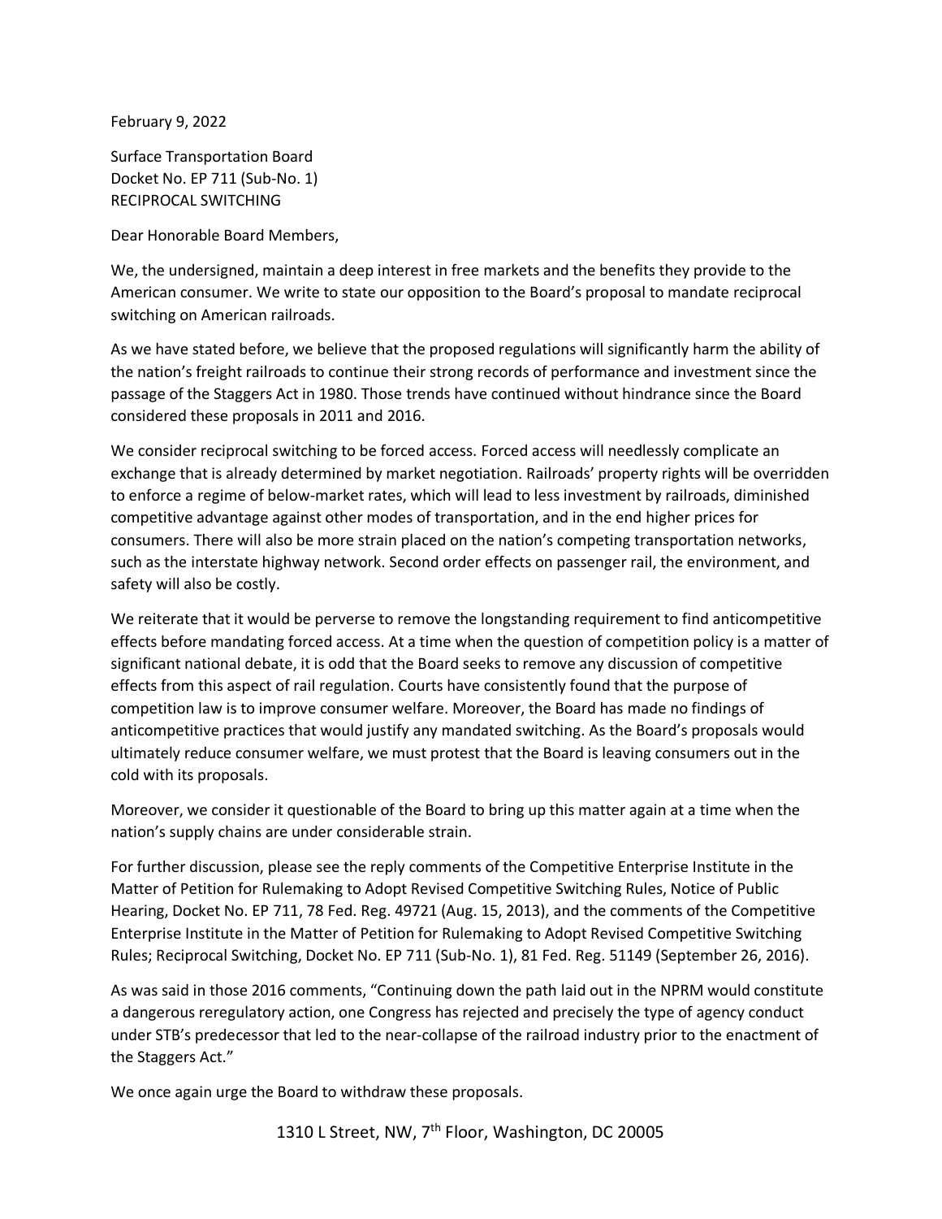February 9, 2022

Surface Transportation Board
Docket No. EP 711 (Sub-No. 1)
RECIPROCAL SWITCHING

Dear Honorable Board Members,

We, the undersigned, maintain a deep interest in free markets and the benefits they provide to the American consumer. We write to state our opposition to the Board's proposal to mandate reciprocal switching on American railroads.

As we have stated before, we believe that the proposed regulations will significantly harm the ability of the nation's freight railroads to continue their strong records of performance and investment since the passage of the Staggers Act in 1980. Those trends have continued without hindrance since the Board considered these proposals in 2011 and 2016.

We consider reciprocal switching to be forced access. Forced access will needlessly complicate an exchange that is already determined by market negotiation. Railroads' property rights will be overridden to enforce a regime of below-market rates, which will lead to less investment by railroads, diminished competitive advantage against other modes of transportation, and in the end higher prices for consumers. There will also be more strain placed on the nation's competing transportation networks, such as the interstate highway network. Second order effects on passenger rail, the environment, and safety will also be costly.

We reiterate that it would be perverse to remove the longstanding requirement to find anticompetitive effects before mandating forced access. At a time when the question of competition policy is a matter of significant national debate, it is odd that the Board seeks to remove any discussion of competitive effects from this aspect of rail regulation. Courts have consistently found that the purpose of competition law is to improve consumer welfare. Moreover, the Board has made no findings of anticompetitive practices that would justify any mandated switching. As the Board's proposals would ultimately reduce consumer welfare, we must protest that the Board is leaving consumers out in the cold with its proposals.

Moreover, we consider it questionable of the Board to bring up this matter again at a time when the nation's supply chains are under considerable strain.

For further discussion, please see the reply comments of the Competitive Enterprise Institute in the Matter of Petition for Rulemaking to Adopt Revised Competitive Switching Rules, Notice of Public Hearing, Docket No. EP 711, 78 Fed. Reg. 49721 (Aug. 15, 2013), and the comments of the Competitive Enterprise Institute in the Matter of Petition for Rulemaking to Adopt Revised Competitive Switching Rules; Reciprocal Switching, Docket No. EP 711 (Sub-No. 1), 81 Fed. Reg. 51149 (September 26, 2016).

As was said in those 2016 comments, "Continuing down the path laid out in the NPRM would constitute a dangerous reregulatory action, one Congress has rejected and precisely the type of agency conduct under STB's predecessor that led to the near-collapse of the railroad industry prior to the enactment of the Staggers Act."

We once again urge the Board to withdraw these proposals.

1310 L Street, NW, 7th Floor, Washington, DC 20005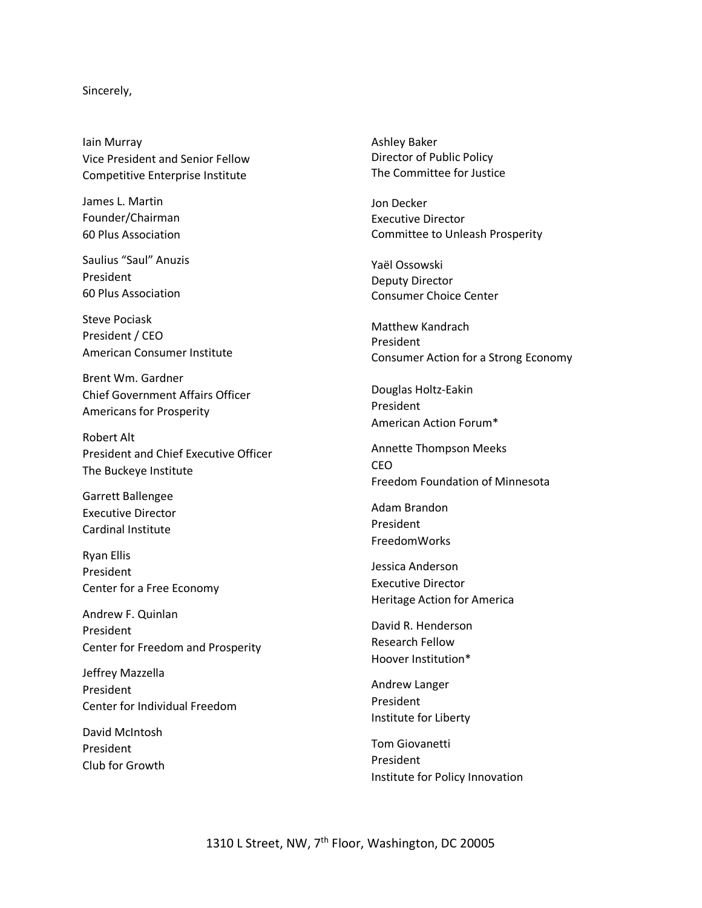Sincerely,

Iain Murray
Vice President and Senior Fellow
Competitive Enterprise Institute

James L. Martin
Founder/Chairman
60 Plus Association

Saulius "Saul" Anuzis
President
60 Plus Association

Steve Pociask
President / CEO
American Consumer Institute

Brent Wm. Gardner
Chief Government Affairs Officer
Americans for Prosperity

Robert Alt
President and Chief Executive Officer
The Buckeye Institute

Garrett Ballengee
Executive Director
Cardinal Institute

Ryan Ellis
President
Center for a Free Economy

Andrew F. Quinlan
President
Center for Freedom and Prosperity

Jeffrey Mazzella
President
Center for Individual Freedom

David McIntosh
President
Club for Growth

Ashley Baker
Director of Public Policy
The Committee for Justice

Jon Decker
Executive Director
Committee to Unleash Prosperity

Yaël Ossowski
Deputy Director
Consumer Choice Center

Matthew Kandrach
President
Consumer Action for a Strong Economy

Douglas Holtz-Eakin
President
American Action Forum*

Annette Thompson Meeks
CEO
Freedom Foundation of Minnesota

Adam Brandon
President
FreedomWorks

Jessica Anderson
Executive Director
Heritage Action for America

David R. Henderson
Research Fellow
Hoover Institution*

Andrew Langer
President
Institute for Liberty

Tom Giovanetti
President
Institute for Policy Innovation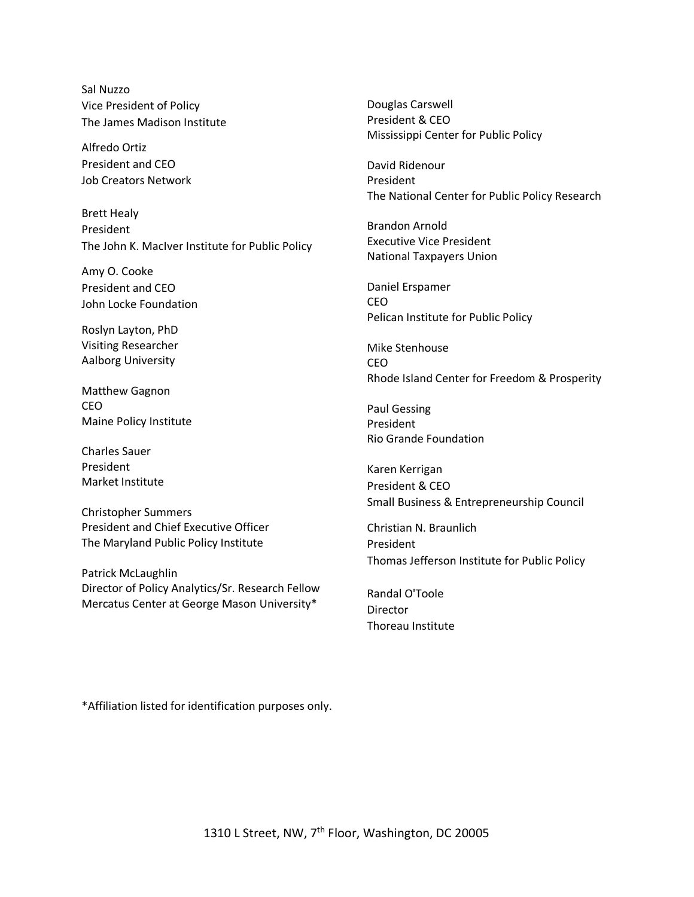Sal Nuzzo
Vice President of Policy
The James Madison Institute

Alfredo Ortiz
President and CEO
Job Creators Network

Brett Healy
President
The John K. MacIver Institute for Public Policy

Amy O. Cooke
President and CEO
John Locke Foundation

Roslyn Layton, PhD
Visiting Researcher
Aalborg University

Matthew Gagnon
CEO
Maine Policy Institute

Charles Sauer
President
Market Institute

Christopher Summers
President and Chief Executive Officer
The Maryland Public Policy Institute

Patrick McLaughlin
Director of Policy Analytics/Sr. Research Fellow
Mercatus Center at George Mason University*

Douglas Carswell
President & CEO
Mississippi Center for Public Policy

David Ridenour
President
The National Center for Public Policy Research

Brandon Arnold
Executive Vice President
National Taxpayers Union

Daniel Erspamer
CEO
Pelican Institute for Public Policy

Mike Stenhouse
CEO
Rhode Island Center for Freedom & Prosperity

Paul Gessing
President
Rio Grande Foundation

Karen Kerrigan
President & CEO
Small Business & Entrepreneurship Council

Christian N. Braunlich
President
Thomas Jefferson Institute for Public Policy

Randal O'Toole
Director
Thoreau Institute

*Affiliation listed for identification purposes only.

1310 L Street, NW, 7th Floor, Washington, DC 20005